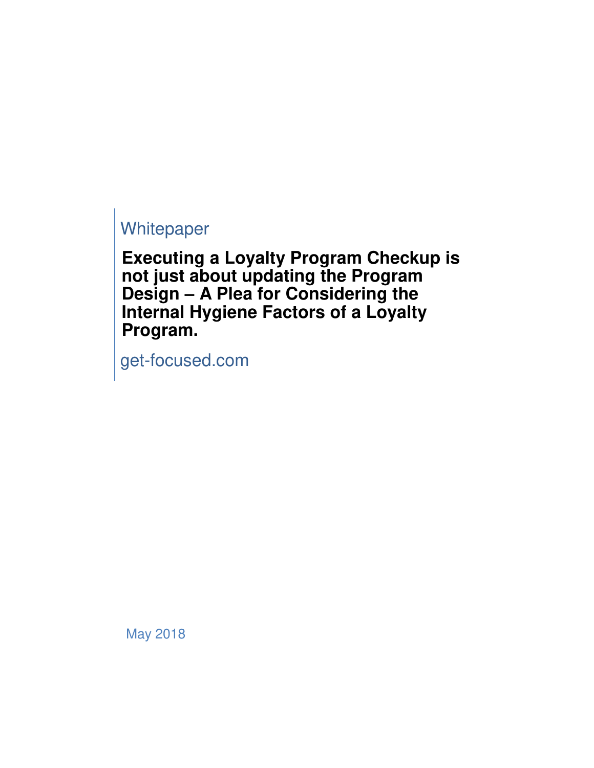Whitepaper

# Executing a Loyalty Program Checkup is not just about updating the Program Design – A Plea for Considering the Internal Hygiene Factors of a Loyalty Program.

get-focused.com

May 2018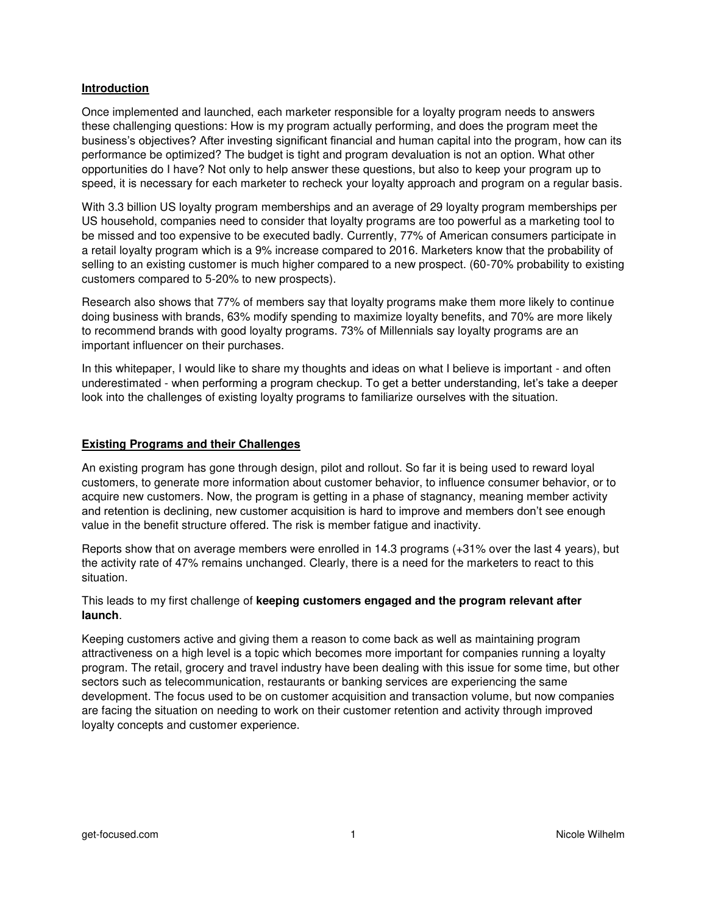## Introduction

Once implemented and launched, each marketer responsible for a loyalty program needs to answers these challenging questions: How is my program actually performing, and does the program meet the business's objectives? After investing significant financial and human capital into the program, how can its performance be optimized? The budget is tight and program devaluation is not an option. What other opportunities do I have? Not only to help answer these questions, but also to keep your program up to speed, it is necessary for each marketer to recheck your loyalty approach and program on a regular basis.

With 3.3 billion US loyalty program memberships and an average of 29 loyalty program memberships per US household, companies need to consider that loyalty programs are too powerful as a marketing tool to be missed and too expensive to be executed badly. Currently, 77% of American consumers participate in a retail loyalty program which is a 9% increase compared to 2016. Marketers know that the probability of selling to an existing customer is much higher compared to a new prospect. (60-70% probability to existing customers compared to 5-20% to new prospects).

Research also shows that 77% of members say that loyalty programs make them more likely to continue doing business with brands, 63% modify spending to maximize loyalty benefits, and 70% are more likely to recommend brands with good loyalty programs. 73% of Millennials say loyalty programs are an important influencer on their purchases.

In this whitepaper, I would like to share my thoughts and ideas on what I believe is important - and often underestimated - when performing a program checkup. To get a better understanding, let's take a deeper look into the challenges of existing loyalty programs to familiarize ourselves with the situation.

## Existing Programs and their Challenges

An existing program has gone through design, pilot and rollout. So far it is being used to reward loyal customers, to generate more information about customer behavior, to influence consumer behavior, or to acquire new customers. Now, the program is getting in a phase of stagnancy, meaning member activity and retention is declining, new customer acquisition is hard to improve and members don't see enough value in the benefit structure offered. The risk is member fatigue and inactivity.

Reports show that on average members were enrolled in 14.3 programs (+31% over the last 4 years), but the activity rate of 47% remains unchanged. Clearly, there is a need for the marketers to react to this situation.

This leads to my first challenge of **keeping customers engaged and the program relevant after launch**.

Keeping customers active and giving them a reason to come back as well as maintaining program attractiveness on a high level is a topic which becomes more important for companies running a loyalty program. The retail, grocery and travel industry have been dealing with this issue for some time, but other sectors such as telecommunication, restaurants or banking services are experiencing the same development. The focus used to be on customer acquisition and transaction volume, but now companies are facing the situation on needing to work on their customer retention and activity through improved loyalty concepts and customer experience.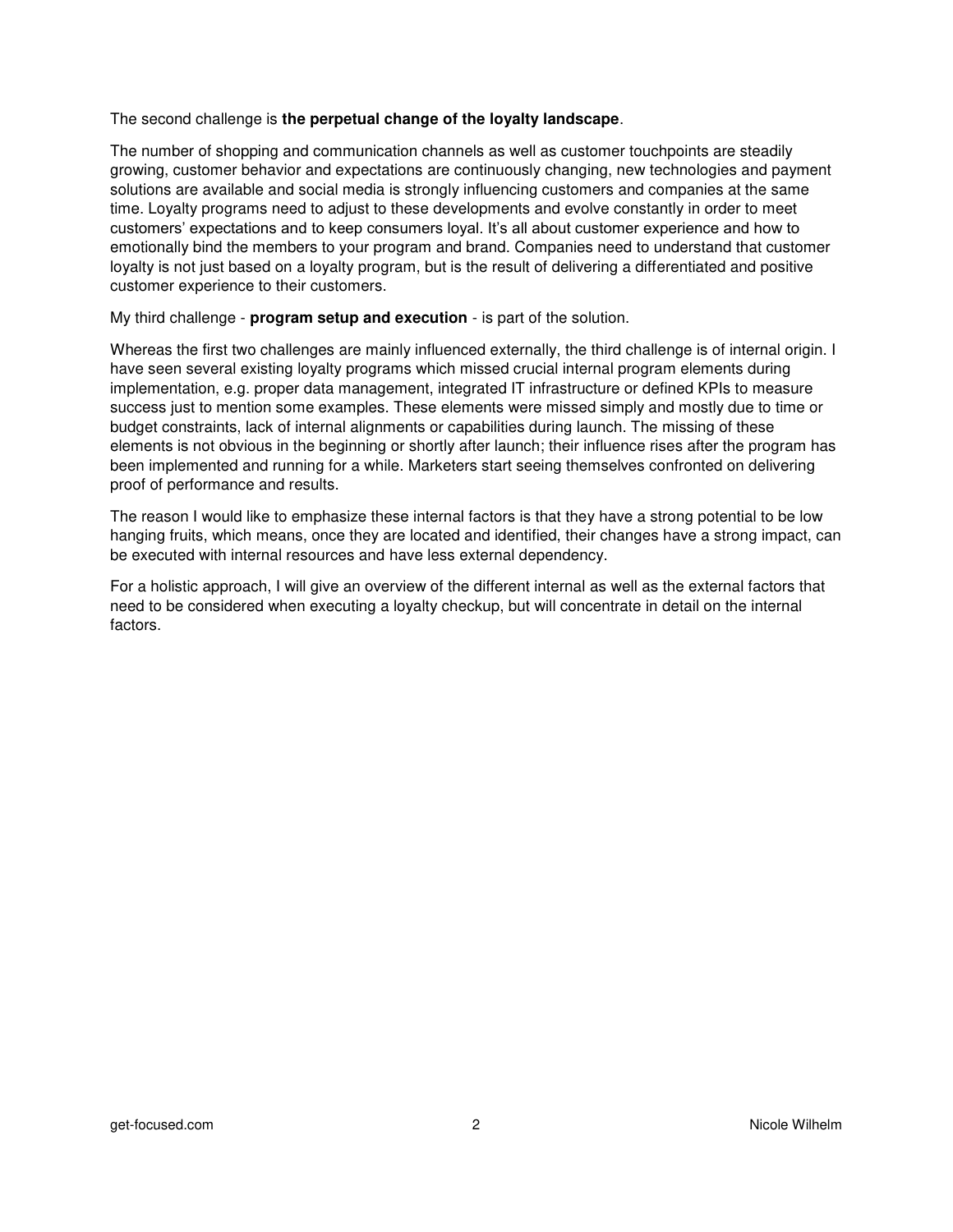The second challenge is **the perpetual change of the loyalty landscape**.

The number of shopping and communication channels as well as customer touchpoints are steadily growing, customer behavior and expectations are continuously changing, new technologies and payment solutions are available and social media is strongly influencing customers and companies at the same time. Loyalty programs need to adjust to these developments and evolve constantly in order to meet customers' expectations and to keep consumers loyal. It's all about customer experience and how to emotionally bind the members to your program and brand. Companies need to understand that customer loyalty is not just based on a loyalty program, but is the result of delivering a differentiated and positive customer experience to their customers.

My third challenge - **program setup and execution** - is part of the solution.

Whereas the first two challenges are mainly influenced externally, the third challenge is of internal origin. I have seen several existing loyalty programs which missed crucial internal program elements during implementation, e.g. proper data management, integrated IT infrastructure or defined KPIs to measure success just to mention some examples. These elements were missed simply and mostly due to time or budget constraints, lack of internal alignments or capabilities during launch. The missing of these elements is not obvious in the beginning or shortly after launch; their influence rises after the program has been implemented and running for a while. Marketers start seeing themselves confronted on delivering proof of performance and results.

The reason I would like to emphasize these internal factors is that they have a strong potential to be low hanging fruits, which means, once they are located and identified, their changes have a strong impact, can be executed with internal resources and have less external dependency.

For a holistic approach, I will give an overview of the different internal as well as the external factors that need to be considered when executing a loyalty checkup, but will concentrate in detail on the internal factors.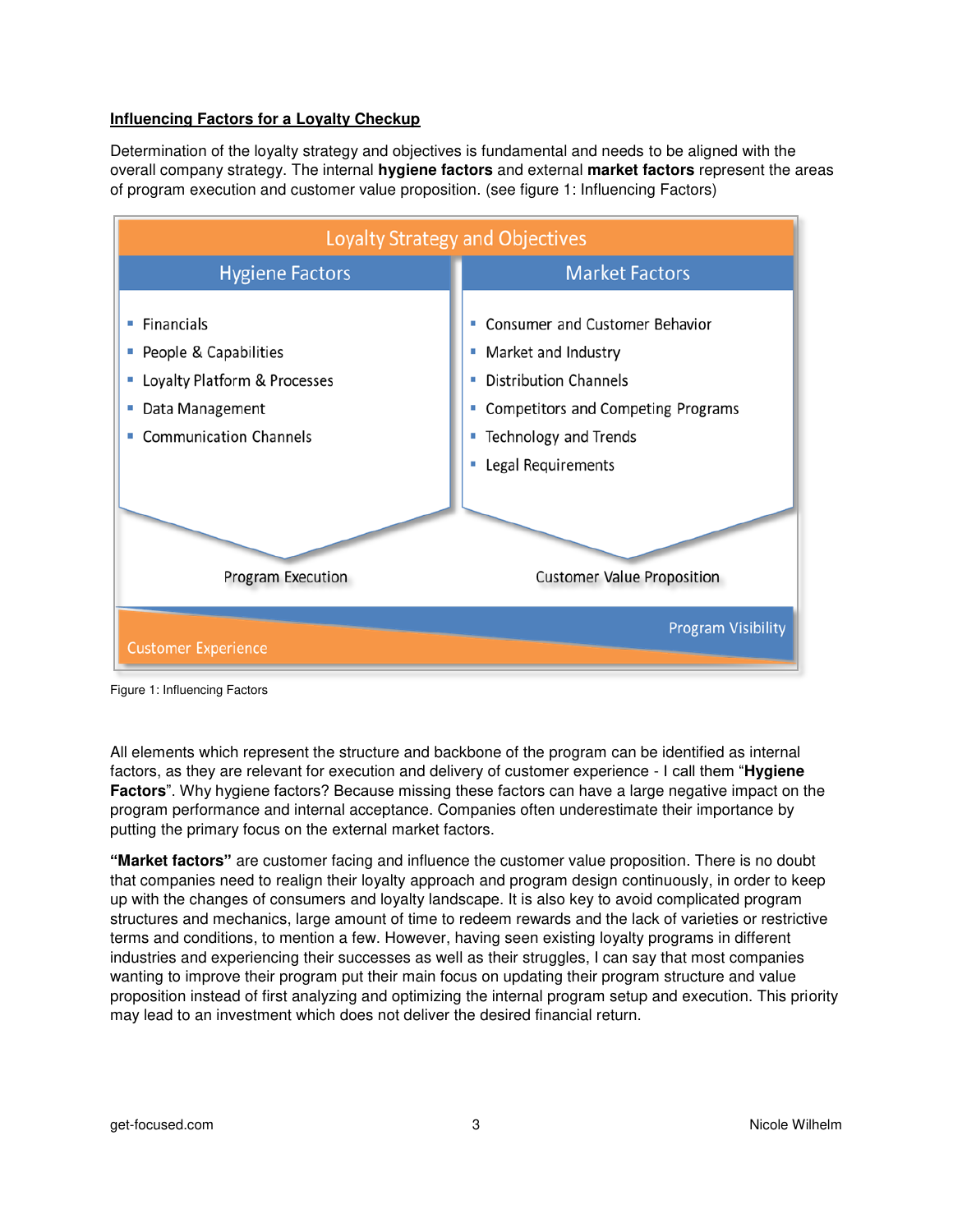## Influencing Factors for a Loyalty Checkup

Determination of the loyalty strategy and objectives is fundamental and needs to be aligned with the overall company strategy. The internal **hygiene factors** and external **market factors** represent the areas of program execution and customer value proposition. (see figure 1: Influencing Factors)

Loyalty Strategy and Objectives

| Hygiene Factors | Market Factors |
|---|---|
| Financials | Consumer and Customer Behavior |
| People & Capabilities | Market and Industry |
| Loyalty Platform & Processes | Distribution Channels |
| Data Management | Competitors and Competing Programs |
| Communication Channels | Technology and Trends |
| | Legal Requirements |
| Program Execution | Customer Value Proposition |

Customer Experience — Program Visibility

Figure 1: Influencing Factors

All elements which represent the structure and backbone of the program can be identified as internal factors, as they are relevant for execution and delivery of customer experience - I call them "**Hygiene Factors**". Why hygiene factors? Because missing these factors can have a large negative impact on the program performance and internal acceptance. Companies often underestimate their importance by putting the primary focus on the external market factors.

**"Market factors"** are customer facing and influence the customer value proposition. There is no doubt that companies need to realign their loyalty approach and program design continuously, in order to keep up with the changes of consumers and loyalty landscape. It is also key to avoid complicated program structures and mechanics, large amount of time to redeem rewards and the lack of varieties or restrictive terms and conditions, to mention a few. However, having seen existing loyalty programs in different industries and experiencing their successes as well as their struggles, I can say that most companies wanting to improve their program put their main focus on updating their program structure and value proposition instead of first analyzing and optimizing the internal program setup and execution. This priority may lead to an investment which does not deliver the desired financial return.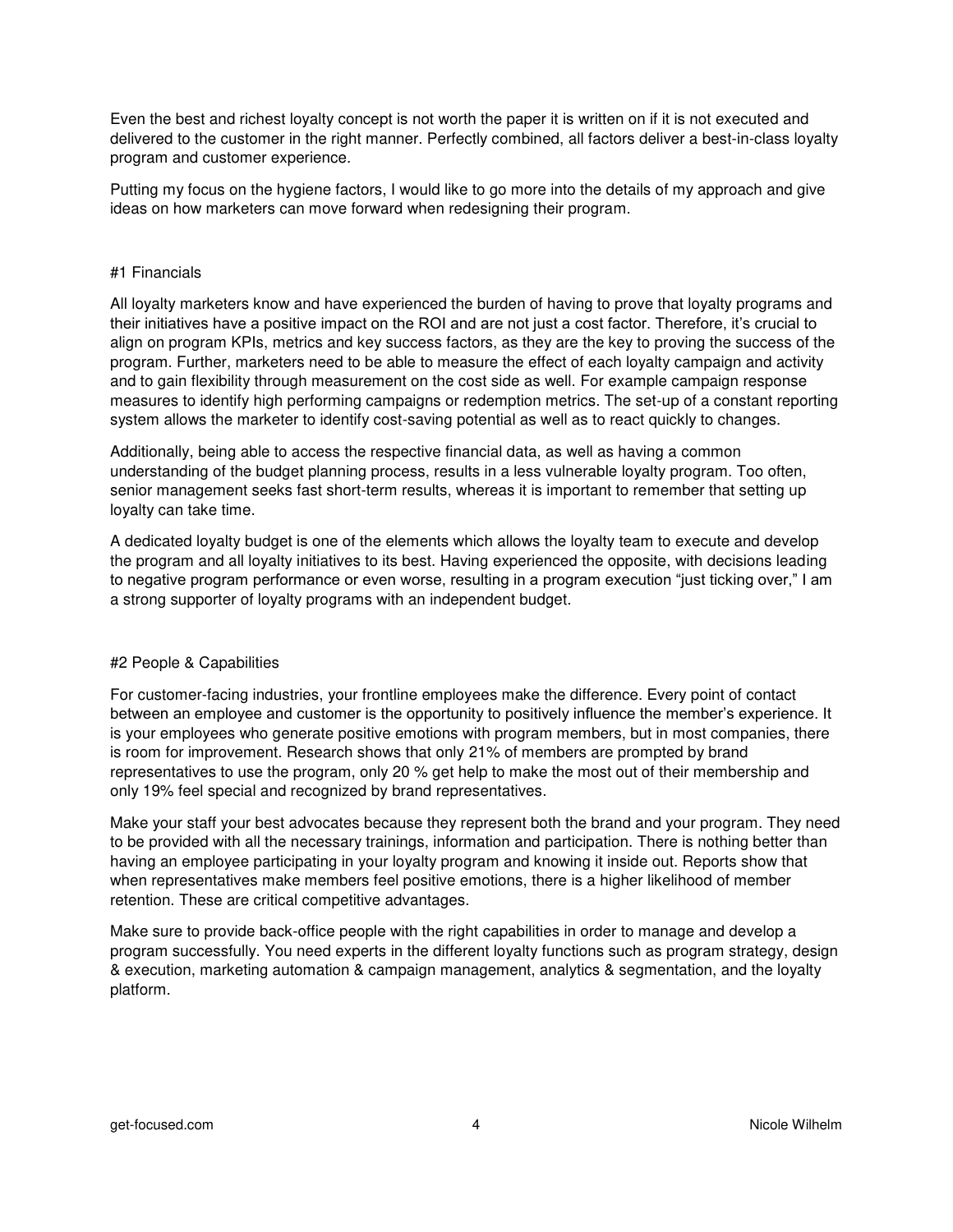Even the best and richest loyalty concept is not worth the paper it is written on if it is not executed and delivered to the customer in the right manner. Perfectly combined, all factors deliver a best-in-class loyalty program and customer experience.

Putting my focus on the hygiene factors, I would like to go more into the details of my approach and give ideas on how marketers can move forward when redesigning their program.

## #1 Financials

All loyalty marketers know and have experienced the burden of having to prove that loyalty programs and their initiatives have a positive impact on the ROI and are not just a cost factor. Therefore, it's crucial to align on program KPIs, metrics and key success factors, as they are the key to proving the success of the program. Further, marketers need to be able to measure the effect of each loyalty campaign and activity and to gain flexibility through measurement on the cost side as well. For example campaign response measures to identify high performing campaigns or redemption metrics. The set-up of a constant reporting system allows the marketer to identify cost-saving potential as well as to react quickly to changes.

Additionally, being able to access the respective financial data, as well as having a common understanding of the budget planning process, results in a less vulnerable loyalty program. Too often, senior management seeks fast short-term results, whereas it is important to remember that setting up loyalty can take time.

A dedicated loyalty budget is one of the elements which allows the loyalty team to execute and develop the program and all loyalty initiatives to its best. Having experienced the opposite, with decisions leading to negative program performance or even worse, resulting in a program execution "just ticking over," I am a strong supporter of loyalty programs with an independent budget.

## #2 People & Capabilities

For customer-facing industries, your frontline employees make the difference. Every point of contact between an employee and customer is the opportunity to positively influence the member's experience. It is your employees who generate positive emotions with program members, but in most companies, there is room for improvement. Research shows that only 21% of members are prompted by brand representatives to use the program, only 20 % get help to make the most out of their membership and only 19% feel special and recognized by brand representatives.

Make your staff your best advocates because they represent both the brand and your program. They need to be provided with all the necessary trainings, information and participation. There is nothing better than having an employee participating in your loyalty program and knowing it inside out. Reports show that when representatives make members feel positive emotions, there is a higher likelihood of member retention. These are critical competitive advantages.

Make sure to provide back-office people with the right capabilities in order to manage and develop a program successfully. You need experts in the different loyalty functions such as program strategy, design & execution, marketing automation & campaign management, analytics & segmentation, and the loyalty platform.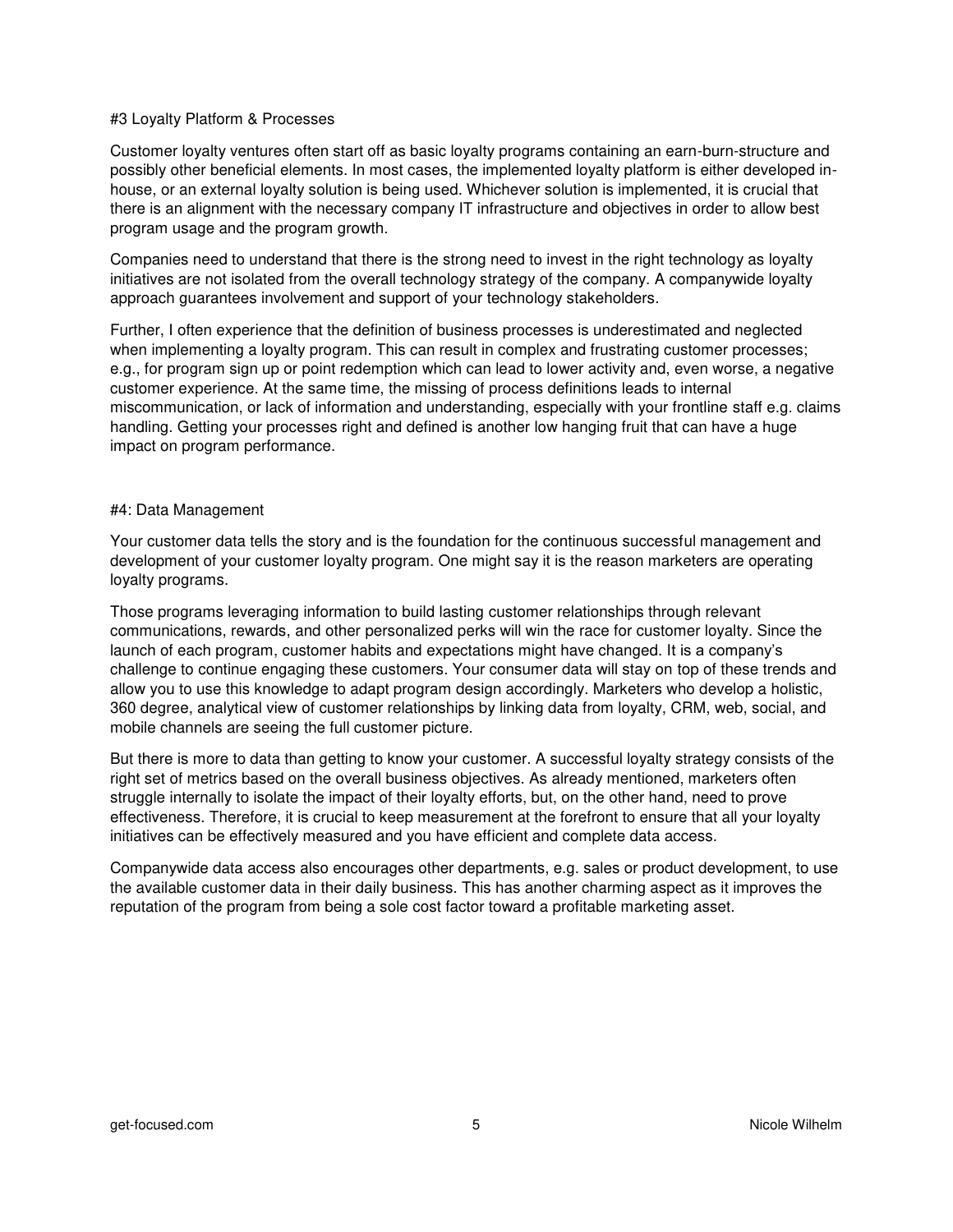## #3 Loyalty Platform & Processes

Customer loyalty ventures often start off as basic loyalty programs containing an earn-burn-structure and possibly other beneficial elements. In most cases, the implemented loyalty platform is either developed in-house, or an external loyalty solution is being used. Whichever solution is implemented, it is crucial that there is an alignment with the necessary company IT infrastructure and objectives in order to allow best program usage and the program growth.

Companies need to understand that there is the strong need to invest in the right technology as loyalty initiatives are not isolated from the overall technology strategy of the company. A companywide loyalty approach guarantees involvement and support of your technology stakeholders.

Further, I often experience that the definition of business processes is underestimated and neglected when implementing a loyalty program. This can result in complex and frustrating customer processes; e.g., for program sign up or point redemption which can lead to lower activity and, even worse, a negative customer experience. At the same time, the missing of process definitions leads to internal miscommunication, or lack of information and understanding, especially with your frontline staff e.g. claims handling. Getting your processes right and defined is another low hanging fruit that can have a huge impact on program performance.

## #4: Data Management

Your customer data tells the story and is the foundation for the continuous successful management and development of your customer loyalty program. One might say it is the reason marketers are operating loyalty programs.

Those programs leveraging information to build lasting customer relationships through relevant communications, rewards, and other personalized perks will win the race for customer loyalty. Since the launch of each program, customer habits and expectations might have changed. It is a company's challenge to continue engaging these customers. Your consumer data will stay on top of these trends and allow you to use this knowledge to adapt program design accordingly. Marketers who develop a holistic, 360 degree, analytical view of customer relationships by linking data from loyalty, CRM, web, social, and mobile channels are seeing the full customer picture.

But there is more to data than getting to know your customer. A successful loyalty strategy consists of the right set of metrics based on the overall business objectives. As already mentioned, marketers often struggle internally to isolate the impact of their loyalty efforts, but, on the other hand, need to prove effectiveness. Therefore, it is crucial to keep measurement at the forefront to ensure that all your loyalty initiatives can be effectively measured and you have efficient and complete data access.

Companywide data access also encourages other departments, e.g. sales or product development, to use the available customer data in their daily business. This has another charming aspect as it improves the reputation of the program from being a sole cost factor toward a profitable marketing asset.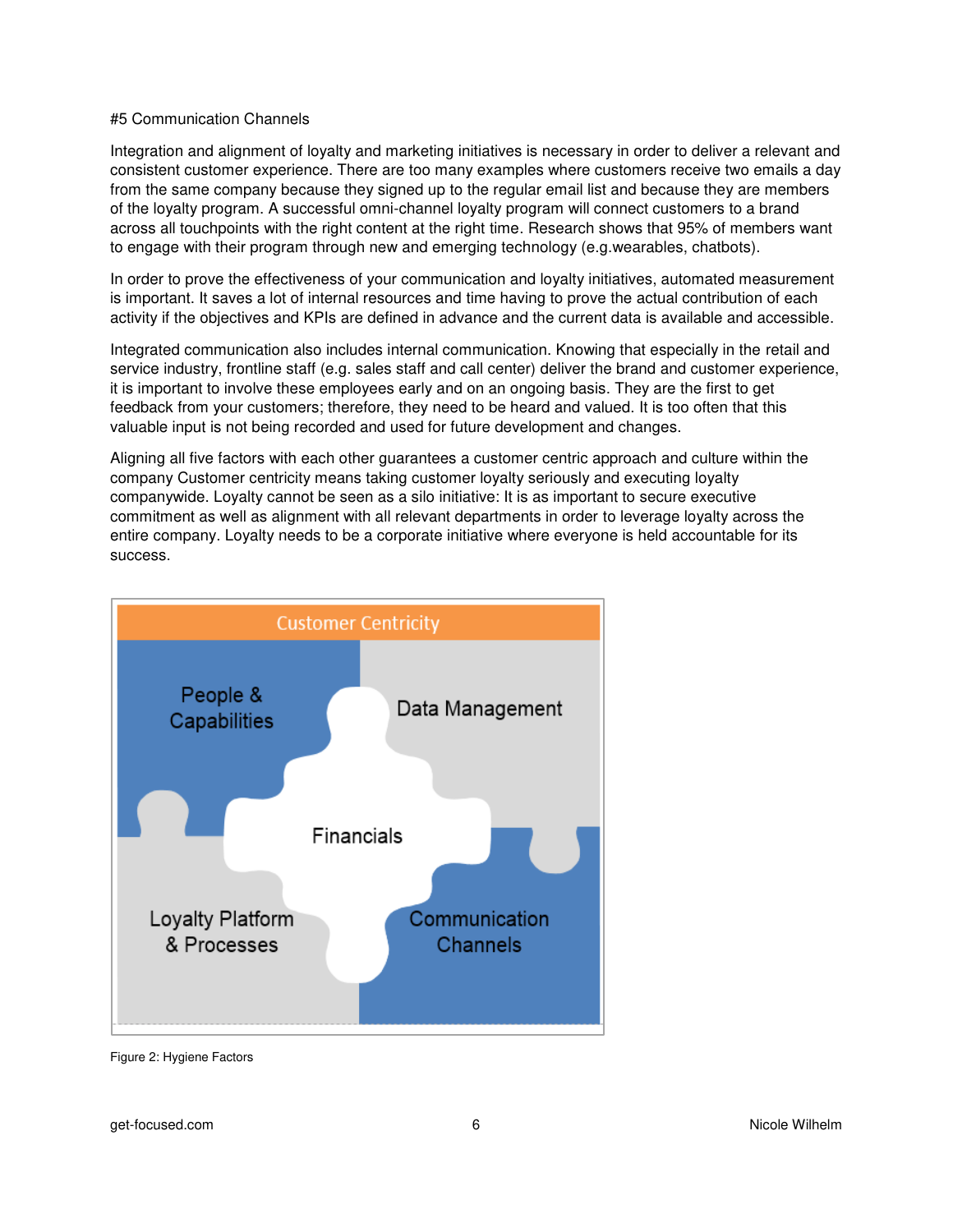#5 Communication Channels

Integration and alignment of loyalty and marketing initiatives is necessary in order to deliver a relevant and consistent customer experience. There are too many examples where customers receive two emails a day from the same company because they signed up to the regular email list and because they are members of the loyalty program. A successful omni-channel loyalty program will connect customers to a brand across all touchpoints with the right content at the right time. Research shows that 95% of members want to engage with their program through new and emerging technology (e.g.wearables, chatbots).

In order to prove the effectiveness of your communication and loyalty initiatives, automated measurement is important. It saves a lot of internal resources and time having to prove the actual contribution of each activity if the objectives and KPIs are defined in advance and the current data is available and accessible.

Integrated communication also includes internal communication. Knowing that especially in the retail and service industry, frontline staff (e.g. sales staff and call center) deliver the brand and customer experience, it is important to involve these employees early and on an ongoing basis. They are the first to get feedback from your customers; therefore, they need to be heard and valued. It is too often that this valuable input is not being recorded and used for future development and changes.

Aligning all five factors with each other guarantees a customer centric approach and culture within the company Customer centricity means taking customer loyalty seriously and executing loyalty companywide. Loyalty cannot be seen as a silo initiative: It is as important to secure executive commitment as well as alignment with all relevant departments in order to leverage loyalty across the entire company. Loyalty needs to be a corporate initiative where everyone is held accountable for its success.

Customer Centricity

People & Capabilities

Data Management

Financials

Loyalty Platform & Processes

Communication Channels

Figure 2: Hygiene Factors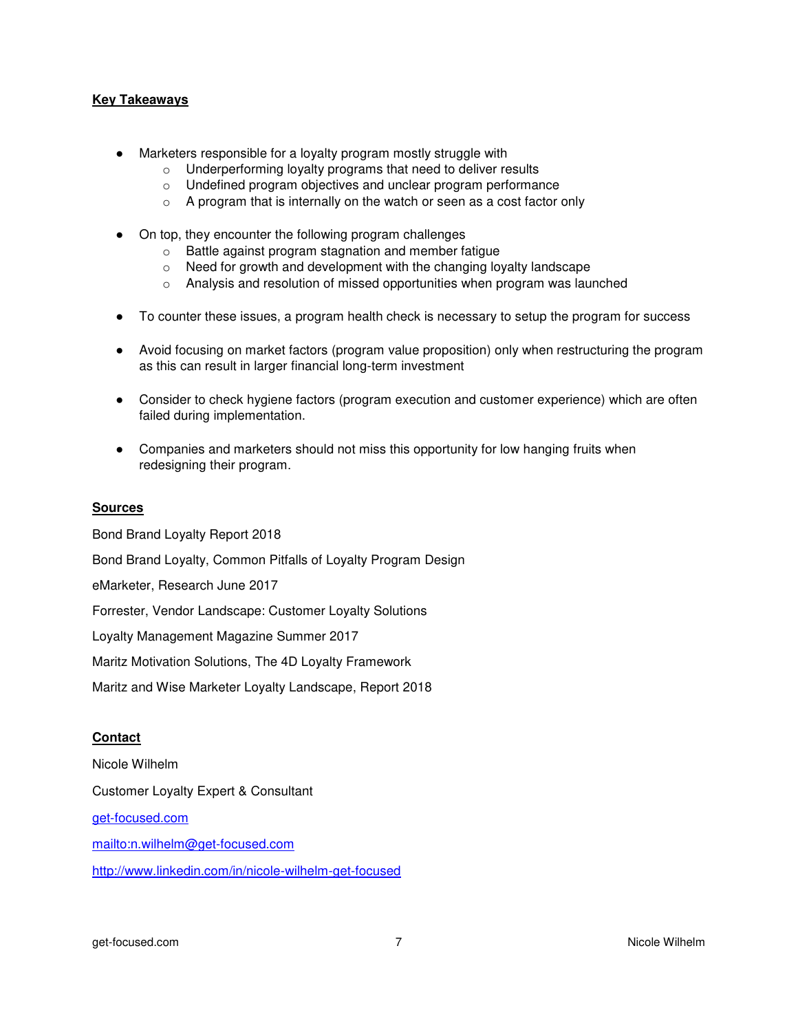## Key Takeaways

- Marketers responsible for a loyalty program mostly struggle with
  - Underperforming loyalty programs that need to deliver results
  - Undefined program objectives and unclear program performance
  - A program that is internally on the watch or seen as a cost factor only
- On top, they encounter the following program challenges
  - Battle against program stagnation and member fatigue
  - Need for growth and development with the changing loyalty landscape
  - Analysis and resolution of missed opportunities when program was launched
- To counter these issues, a program health check is necessary to setup the program for success
- Avoid focusing on market factors (program value proposition) only when restructuring the program as this can result in larger financial long-term investment
- Consider to check hygiene factors (program execution and customer experience) which are often failed during implementation.
- Companies and marketers should not miss this opportunity for low hanging fruits when redesigning their program.

## Sources

Bond Brand Loyalty Report 2018

Bond Brand Loyalty, Common Pitfalls of Loyalty Program Design

eMarketer, Research June 2017

Forrester, Vendor Landscape: Customer Loyalty Solutions

Loyalty Management Magazine Summer 2017

Maritz Motivation Solutions, The 4D Loyalty Framework

Maritz and Wise Marketer Loyalty Landscape, Report 2018

## Contact

Nicole Wilhelm

Customer Loyalty Expert & Consultant

get-focused.com

mailto:n.wilhelm@get-focused.com

http://www.linkedin.com/in/nicole-wilhelm-get-focused